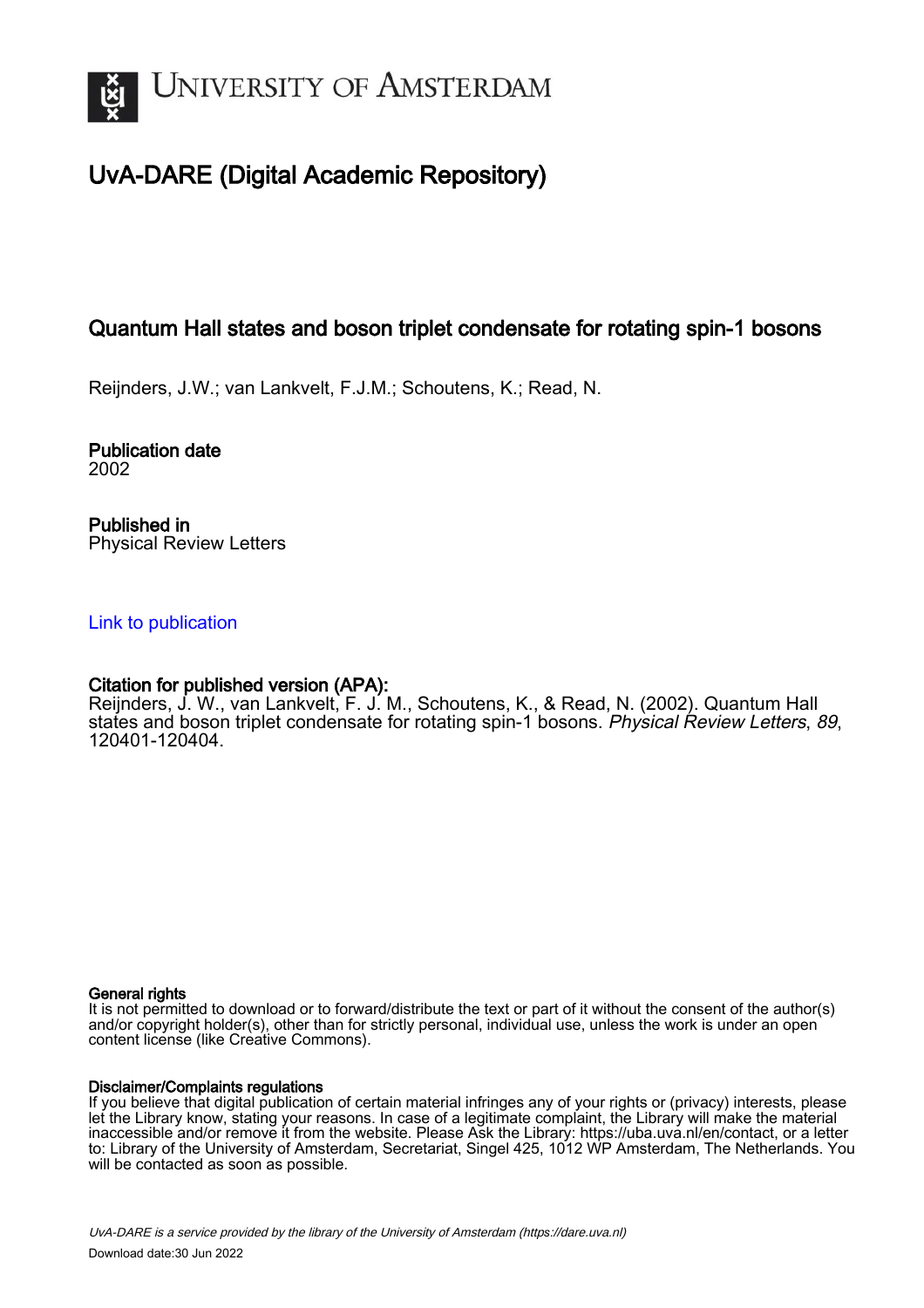# UvA-DARE (Digital Academic Repository)

## Quantum Hall states and boson triplet condensate for rotating spin-1 bosons

Reijnders, J.W.; van Lankvelt, F.J.M.; Schoutens, K.; Read, N.

**Publication date**
2002

**Published in**
Physical Review Letters

Link to publication

**Citation for published version (APA):**
Reijnders, J. W., van Lankvelt, F. J. M., Schoutens, K., & Read, N. (2002). Quantum Hall states and boson triplet condensate for rotating spin-1 bosons. *Physical Review Letters*, *89*, 120401-120404.

**General rights**
It is not permitted to download or to forward/distribute the text or part of it without the consent of the author(s) and/or copyright holder(s), other than for strictly personal, individual use, unless the work is under an open content license (like Creative Commons).

**Disclaimer/Complaints regulations**
If you believe that digital publication of certain material infringes any of your rights or (privacy) interests, please let the Library know, stating your reasons. In case of a legitimate complaint, the Library will make the material inaccessible and/or remove it from the website. Please Ask the Library: https://uba.uva.nl/en/contact, or a letter to: Library of the University of Amsterdam, Secretariat, Singel 425, 1012 WP Amsterdam, The Netherlands. You will be contacted as soon as possible.

UvA-DARE is a service provided by the library of the University of Amsterdam (https://dare.uva.nl)

Download date:30 Jun 2022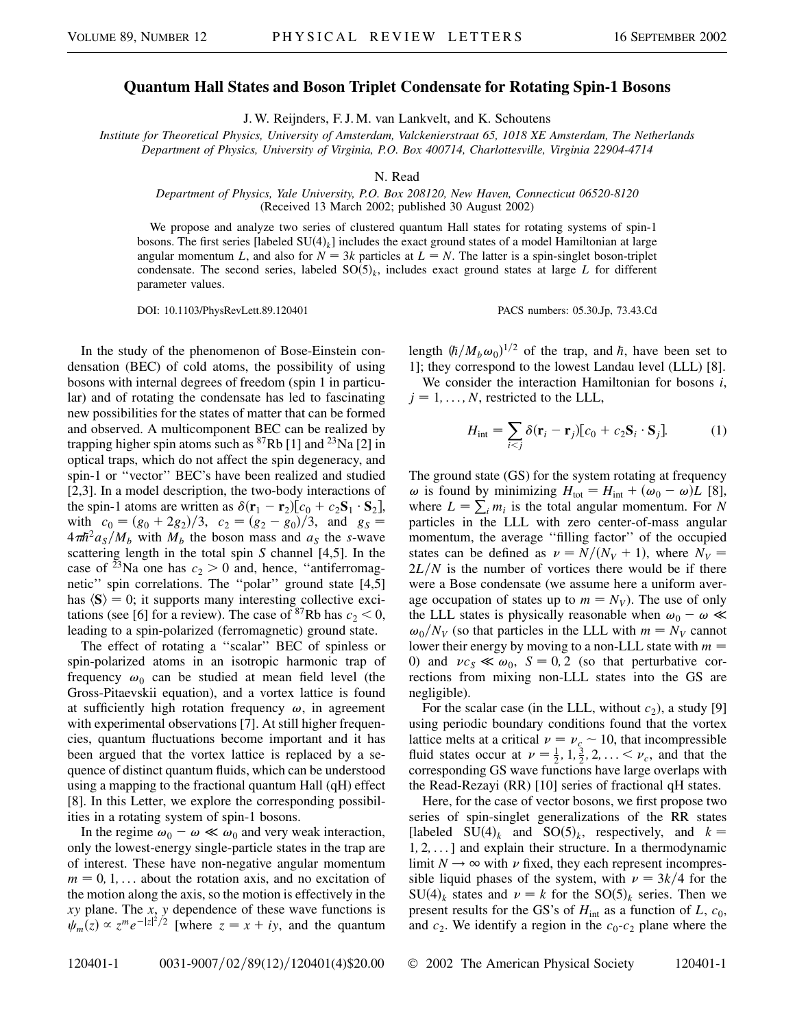# Quantum Hall States and Boson Triplet Condensate for Rotating Spin-1 Bosons

J. W. Reijnders, F. J. M. van Lankvelt, and K. Schoutens

*Institute for Theoretical Physics, University of Amsterdam, Valckenierstraat 65, 1018 XE Amsterdam, The Netherlands*
*Department of Physics, University of Virginia, P.O. Box 400714, Charlottesville, Virginia 22904-4714*

N. Read

*Department of Physics, Yale University, P.O. Box 208120, New Haven, Connecticut 06520-8120*
(Received 13 March 2002; published 30 August 2002)

We propose and analyze two series of clustered quantum Hall states for rotating systems of spin-1 bosons. The first series [labeled $SU(4)_k$] includes the exact ground states of a model Hamiltonian at large angular momentum $L$, and also for $N = 3k$ particles at $L = N$. The latter is a spin-singlet boson-triplet condensate. The second series, labeled $SO(5)_k$, includes exact ground states at large $L$ for different parameter values.

DOI: 10.1103/PhysRevLett.89.120401 PACS numbers: 05.30.Jp, 73.43.Cd

In the study of the phenomenon of Bose-Einstein condensation (BEC) of cold atoms, the possibility of using bosons with internal degrees of freedom (spin 1 in particular) and of rotating the condensate has led to fascinating new possibilities for the states of matter that can be formed and observed. A multicomponent BEC can be realized by trapping higher spin atoms such as $^{87}$Rb [1] and $^{23}$Na [2] in optical traps, which do not affect the spin degeneracy, and spin-1 or "vector" BEC's have been realized and studied [2,3]. In a model description, the two-body interactions of the spin-1 atoms are written as $\delta(\mathbf{r}_1 - \mathbf{r}_2)[c_0 + c_2 \mathbf{S}_1 \cdot \mathbf{S}_2]$, with $c_0 = (g_0 + 2g_2)/3$, $c_2 = (g_2 - g_0)/3$, and $g_S = 4\pi\hbar^2 a_S/M_b$ with $M_b$ the boson mass and $a_S$ the $s$-wave scattering length in the total spin $S$ channel [4,5]. In the case of $^{23}$Na one has $c_2 > 0$ and, hence, "antiferromagnetic" spin correlations. The "polar" ground state [4,5] has $\langle \mathbf{S} \rangle = 0$; it supports many interesting collective excitations (see [6] for a review). The case of $^{87}$Rb has $c_2 < 0$, leading to a spin-polarized (ferromagnetic) ground state.

The effect of rotating a "scalar" BEC of spinless or spin-polarized atoms in an isotropic harmonic trap of frequency $\omega_0$ can be studied at mean field level (the Gross-Pitaevskii equation), and a vortex lattice is found at sufficiently high rotation frequency $\omega$, in agreement with experimental observations [7]. At still higher frequencies, quantum fluctuations become important and it has been argued that the vortex lattice is replaced by a sequence of distinct quantum fluids, which can be understood using a mapping to the fractional quantum Hall (qH) effect [8]. In this Letter, we explore the corresponding possibilities in a rotating system of spin-1 bosons.

In the regime $\omega_0 - \omega \ll \omega_0$ and very weak interaction, only the lowest-energy single-particle states in the trap are of interest. These have non-negative angular momentum $m = 0, 1, \ldots$ about the rotation axis, and no excitation of the motion along the axis, so the motion is effectively in the $xy$ plane. The $x$, $y$ dependence of these wave functions is $\psi_m(z) \propto z^m e^{-|z|^2/2}$ [where $z = x + iy$, and the quantum length $(\hbar/M_b\omega_0)^{1/2}$ of the trap, and $\hbar$, have been set to 1]; they correspond to the lowest Landau level (LLL) [8].

We consider the interaction Hamiltonian for bosons $i$, $j = 1, \ldots, N$, restricted to the LLL,

$$H_{\text{int}} = \sum_{i<j} \delta(\mathbf{r}_i - \mathbf{r}_j)[c_0 + c_2 \mathbf{S}_i \cdot \mathbf{S}_j]. \tag{1}$$

The ground state (GS) for the system rotating at frequency $\omega$ is found by minimizing $H_{\text{tot}} = H_{\text{int}} + (\omega_0 - \omega)L$ [8], where $L = \sum_i m_i$ is the total angular momentum. For $N$ particles in the LLL with zero center-of-mass angular momentum, the average "filling factor" of the occupied states can be defined as $\nu = N/(N_V + 1)$, where $N_V = 2L/N$ is the number of vortices there would be if there were a Bose condensate (we assume here a uniform average occupation of states up to $m = N_V$). The use of only the LLL states is physically reasonable when $\omega_0 - \omega \ll \omega_0/N_V$ (so that particles in the LLL with $m = N_V$ cannot lower their energy by moving to a non-LLL state with $m = 0$) and $\nu c_S \ll \omega_0$, $S = 0, 2$ (so that perturbative corrections from mixing non-LLL states into the GS are negligible).

For the scalar case (in the LLL, without $c_2$), a study [9] using periodic boundary conditions found that the vortex lattice melts at a critical $\nu = \nu_c \sim 10$, that incompressible fluid states occur at $\nu = \frac{1}{2}, 1, \frac{3}{2}, 2, \ldots < \nu_c$, and that the corresponding GS wave functions have large overlaps with the Read-Rezayi (RR) [10] series of fractional qH states.

Here, for the case of vector bosons, we first propose two series of spin-singlet generalizations of the RR states [labeled $SU(4)_k$ and $SO(5)_k$, respectively, and $k = 1, 2, \ldots$] and explain their structure. In a thermodynamic limit $N \to \infty$ with $\nu$ fixed, they each represent incompressible liquid phases of the system, with $\nu = 3k/4$ for the $SU(4)_k$ states and $\nu = k$ for the $SO(5)_k$ series. Then we present results for the GS's of $H_{\text{int}}$ as a function of $L$, $c_0$, and $c_2$. We identify a region in the $c_0$-$c_2$ plane where the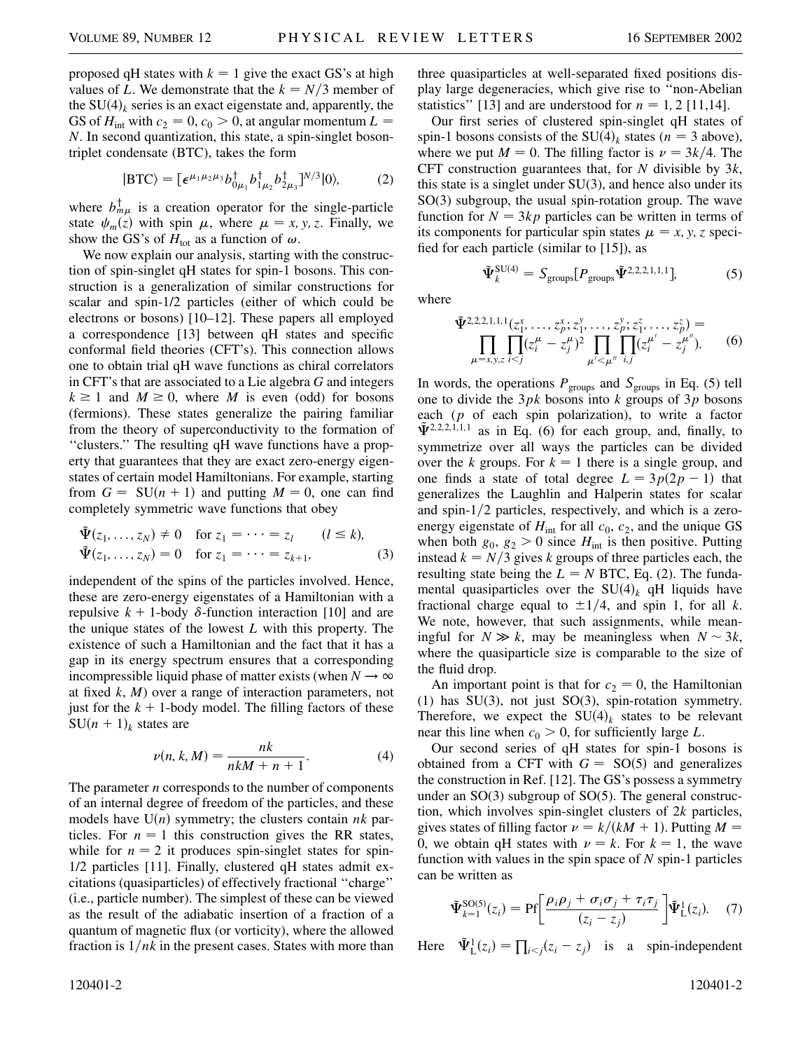proposed qH states with $k = 1$ give the exact GS's at high values of $L$. We demonstrate that the $k = N/3$ member of the $\mathrm{SU}(4)_k$ series is an exact eigenstate and, apparently, the GS of $H_{\rm int}$ with $c_2 = 0$, $c_0 > 0$, at angular momentum $L = N$. In second quantization, this state, a spin-singlet boson-triplet condensate (BTC), takes the form

$$|\mathrm{BTC}\rangle = [\epsilon^{\mu_1\mu_2\mu_3} b^\dagger_{0\mu_1} b^\dagger_{1\mu_2} b^\dagger_{2\mu_3}]^{N/3}|0\rangle, \tag{2}$$

where $b^\dagger_{m\mu}$ is a creation operator for the single-particle state $\psi_m(z)$ with spin $\mu$, where $\mu = x, y, z$. Finally, we show the GS's of $H_{\rm tot}$ as a function of $\omega$.

We now explain our analysis, starting with the construction of spin-singlet qH states for spin-1 bosons. This construction is a generalization of similar constructions for scalar and spin-1/2 particles (either of which could be electrons or bosons) [10–12]. These papers all employed a correspondence [13] between qH states and specific conformal field theories (CFT's). This connection allows one to obtain trial qH wave functions as chiral correlators in CFT's that are associated to a Lie algebra $G$ and integers $k \geq 1$ and $M \geq 0$, where $M$ is even (odd) for bosons (fermions). These states generalize the pairing familiar from the theory of superconductivity to the formation of "clusters." The resulting qH wave functions have a property that guarantees that they are exact zero-energy eigenstates of certain model Hamiltonians. For example, starting from $G = \mathrm{SU}(n+1)$ and putting $M = 0$, one can find completely symmetric wave functions that obey

$$\begin{aligned} &\tilde{\Psi}(z_1, \ldots, z_N) \neq 0 \quad \text{for } z_1 = \cdots = z_l \qquad (l \leq k), \\ &\tilde{\Psi}(z_1, \ldots, z_N) = 0 \quad \text{for } z_1 = \cdots = z_{k+1}, \end{aligned} \tag{3}$$

independent of the spins of the particles involved. Hence, these are zero-energy eigenstates of a Hamiltonian with a repulsive $k+1$-body $\delta$-function interaction [10] and are the unique states of the lowest $L$ with this property. The existence of such a Hamiltonian and the fact that it has a gap in its energy spectrum ensures that a corresponding incompressible liquid phase of matter exists (when $N \to \infty$ at fixed $k$, $M$) over a range of interaction parameters, not just for the $k+1$-body model. The filling factors of these $\mathrm{SU}(n+1)_k$ states are

$$\nu(n, k, M) = \frac{nk}{nkM + n + 1}. \tag{4}$$

The parameter $n$ corresponds to the number of components of an internal degree of freedom of the particles, and these models have $\mathrm{U}(n)$ symmetry; the clusters contain $nk$ particles. For $n = 1$ this construction gives the RR states, while for $n = 2$ it produces spin-singlet states for spin-1/2 particles [11]. Finally, clustered qH states admit excitations (quasiparticles) of effectively fractional "charge" (i.e., particle number). The simplest of these can be viewed as the result of the adiabatic insertion of a fraction of a quantum of magnetic flux (or vorticity), where the allowed fraction is $1/nk$ in the present cases. States with more than three quasiparticles at well-separated fixed positions display large degeneracies, which give rise to "non-Abelian statistics" [13] and are understood for $n = 1, 2$ [11,14].

Our first series of clustered spin-singlet qH states of spin-1 bosons consists of the $\mathrm{SU}(4)_k$ states ($n = 3$ above), where we put $M = 0$. The filling factor is $\nu = 3k/4$. The CFT construction guarantees that, for $N$ divisible by $3k$, this state is a singlet under SU(3), and hence also under its SO(3) subgroup, the usual spin-rotation group. The wave function for $N = 3kp$ particles can be written in terms of its components for particular spin states $\mu = x, y, z$ specified for each particle (similar to [15]), as

$$\tilde{\Psi}^{\mathrm{SU}(4)}_k = S_{\rm groups}[P_{\rm groups}\tilde{\Psi}^{2,2,2,1,1,1}], \tag{5}$$

where

$$\tilde{\Psi}^{2,2,2,1,1,1}(z^x_1, \ldots, z^x_p; z^y_1, \ldots, z^y_p; z^z_1, \ldots, z^z_p) = \prod_{\mu = x,y,z}\prod_{i<j}(z^\mu_i - z^\mu_j)^2 \prod_{\mu' < \mu''}\prod_{i,j}(z^{\mu'}_i - z^{\mu''}_j). \tag{6}$$

In words, the operations $P_{\rm groups}$ and $S_{\rm groups}$ in Eq. (5) tell one to divide the $3pk$ bosons into $k$ groups of $3p$ bosons each ($p$ of each spin polarization), to write a factor $\tilde{\Psi}^{2,2,2,1,1,1}$ as in Eq. (6) for each group, and, finally, to symmetrize over all ways the particles can be divided over the $k$ groups. For $k = 1$ there is a single group, and one finds a state of total degree $L = 3p(2p-1)$ that generalizes the Laughlin and Halperin states for scalar and spin-1/2 particles, respectively, and which is a zero-energy eigenstate of $H_{\rm int}$ for all $c_0$, $c_2$, and the unique GS when both $g_0, g_2 > 0$ since $H_{\rm int}$ is then positive. Putting instead $k = N/3$ gives $k$ groups of three particles each, the resulting state being the $L = N$ BTC, Eq. (2). The fundamental quasiparticles over the $\mathrm{SU}(4)_k$ qH liquids have fractional charge equal to $\pm 1/4$, and spin 1, for all $k$. We note, however, that such assignments, while meaningful for $N \gg k$, may be meaningless when $N \sim 3k$, where the quasiparticle size is comparable to the size of the fluid drop.

An important point is that for $c_2 = 0$, the Hamiltonian (1) has SU(3), not just SO(3), spin-rotation symmetry. Therefore, we expect the $\mathrm{SU}(4)_k$ states to be relevant near this line when $c_0 > 0$, for sufficiently large $L$.

Our second series of qH states for spin-1 bosons is obtained from a CFT with $G = \mathrm{SO}(5)$ and generalizes the construction in Ref. [12]. The GS's possess a symmetry under an SO(3) subgroup of SO(5). The general construction, which involves spin-singlet clusters of $2k$ particles, gives states of filling factor $\nu = k/(kM+1)$. Putting $M = 0$, we obtain qH states with $\nu = k$. For $k = 1$, the wave function with values in the spin space of $N$ spin-1 particles can be written as

$$\tilde{\Psi}^{\mathrm{SO}(5)}_{k=1}(z_i) = \mathrm{Pf}\left[\frac{\rho_i\rho_j + \sigma_i\sigma_j + \tau_i\tau_j}{(z_i - z_j)}\right]\tilde{\Psi}^1_{\rm L}(z_i). \tag{7}$$

Here $\tilde{\Psi}^1_{\rm L}(z_i) = \prod_{i<j}(z_i - z_j)$ is a spin-independent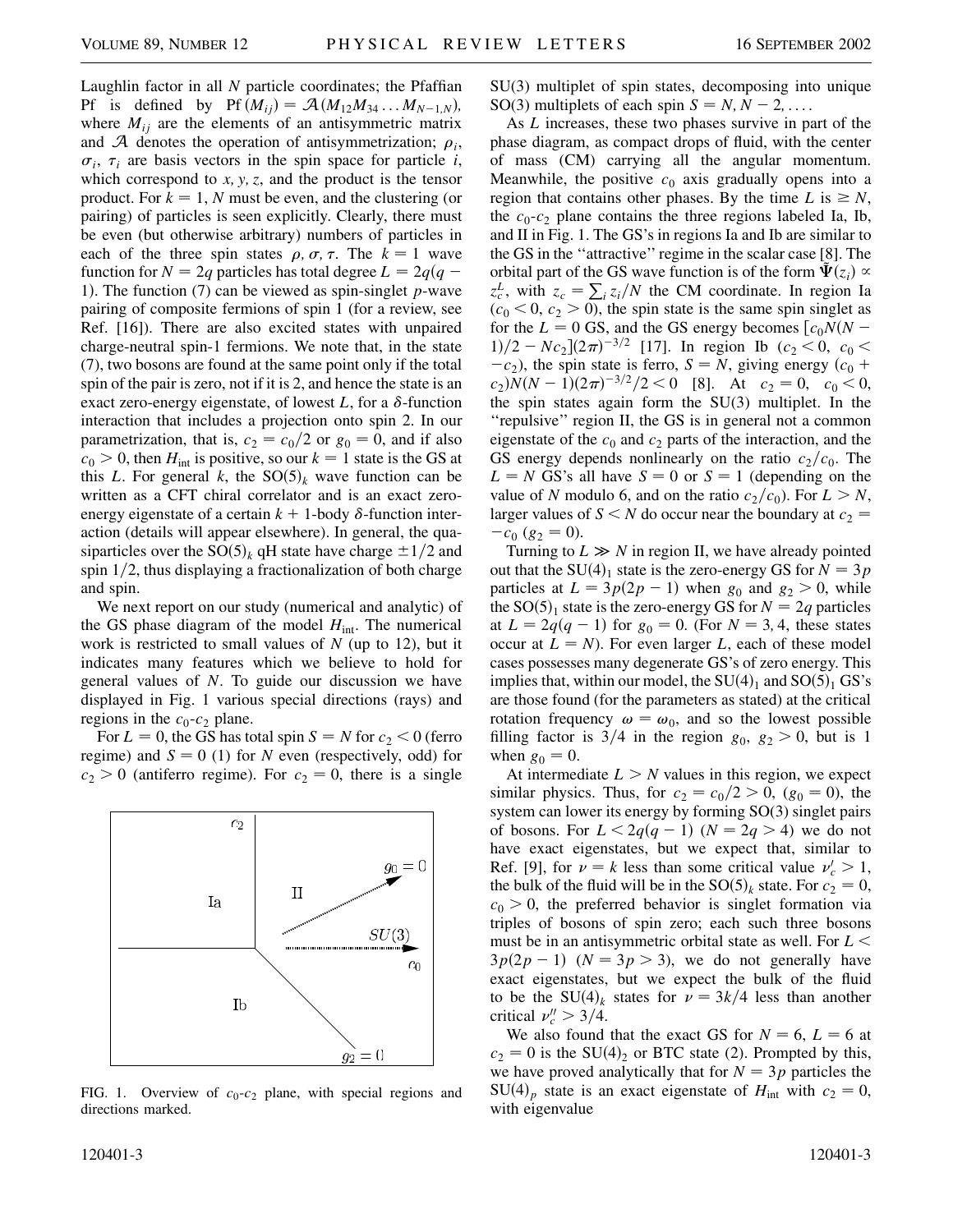Laughlin factor in all $N$ particle coordinates; the Pfaffian Pf is defined by $\mathrm{Pf}(M_{ij}) = \mathcal{A}(M_{12}M_{34}\ldots M_{N-1,N})$, where $M_{ij}$ are the elements of an antisymmetric matrix and $\mathcal{A}$ denotes the operation of antisymmetrization; $\rho_i$, $\sigma_i$, $\tau_i$ are basis vectors in the spin space for particle $i$, which correspond to $x, y, z$, and the product is the tensor product. For $k = 1$, $N$ must be even, and the clustering (or pairing) of particles is seen explicitly. Clearly, there must be even (but otherwise arbitrary) numbers of particles in each of the three spin states $\rho, \sigma, \tau$. The $k = 1$ wave function for $N = 2q$ particles has total degree $L = 2q(q-1)$. The function (7) can be viewed as spin-singlet $p$-wave pairing of composite fermions of spin 1 (for a review, see Ref. [16]). There are also excited states with unpaired charge-neutral spin-1 fermions. We note that, in the state (7), two bosons are found at the same point only if the total spin of the pair is zero, not if it is 2, and hence the state is an exact zero-energy eigenstate, of lowest $L$, for a $\delta$-function interaction that includes a projection onto spin 2. In our parametrization, that is, $c_2 = c_0/2$ or $g_0 = 0$, and if also $c_0 > 0$, then $H_{\mathrm{int}}$ is positive, so our $k = 1$ state is the GS at this $L$. For general $k$, the $\mathrm{SO}(5)_k$ wave function can be written as a CFT chiral correlator and is an exact zero-energy eigenstate of a certain $k+1$-body $\delta$-function interaction (details will appear elsewhere). In general, the quasiparticles over the $\mathrm{SO}(5)_k$ qH state have charge $\pm 1/2$ and spin $1/2$, thus displaying a fractionalization of both charge and spin.

We next report on our study (numerical and analytic) of the GS phase diagram of the model $H_{\mathrm{int}}$. The numerical work is restricted to small values of $N$ (up to 12), but it indicates many features which we believe to hold for general values of $N$. To guide our discussion we have displayed in Fig. 1 various special directions (rays) and regions in the $c_0$-$c_2$ plane.

For $L = 0$, the GS has total spin $S = N$ for $c_2 < 0$ (ferro regime) and $S = 0$ (1) for $N$ even (respectively, odd) for $c_2 > 0$ (antiferro regime). For $c_2 = 0$, there is a single SU(3) multiplet of spin states, decomposing into unique SO(3) multiplets of each spin $S = N, N-2, \ldots$.

FIG. 1. Overview of $c_0$-$c_2$ plane, with special regions and directions marked.

As $L$ increases, these two phases survive in part of the phase diagram, as compact drops of fluid, with the center of mass (CM) carrying all the angular momentum. Meanwhile, the positive $c_0$ axis gradually opens into a region that contains other phases. By the time $L$ is $\geq N$, the $c_0$-$c_2$ plane contains the three regions labeled Ia, Ib, and II in Fig. 1. The GS's in regions Ia and Ib are similar to the GS in the "attractive" regime in the scalar case [8]. The orbital part of the GS wave function is of the form $\tilde{\Psi}(z_i) \propto z_c^L$, with $z_c = \sum_i z_i/N$ the CM coordinate. In region Ia ($c_0 < 0$, $c_2 > 0$), the spin state is the same spin singlet as for the $L = 0$ GS, and the GS energy becomes $[c_0 N(N-1)/2 - Nc_2](2\pi)^{-3/2}$ [17]. In region Ib ($c_2 < 0$, $c_0 < -c_2$), the spin state is ferro, $S = N$, giving energy $(c_0 + c_2)N(N-1)(2\pi)^{-3/2}/2 < 0$ [8]. At $c_2 = 0$, $c_0 < 0$, the spin states again form the SU(3) multiplet. In the "repulsive" region II, the GS is in general not a common eigenstate of the $c_0$ and $c_2$ parts of the interaction, and the GS energy depends nonlinearly on the ratio $c_2/c_0$. The $L = N$ GS's all have $S = 0$ or $S = 1$ (depending on the value of $N$ modulo 6, and on the ratio $c_2/c_0$). For $L > N$, larger values of $S < N$ do occur near the boundary at $c_2 = -c_0$ ($g_2 = 0$).

Turning to $L \gg N$ in region II, we have already pointed out that the $\mathrm{SU}(4)_1$ state is the zero-energy GS for $N = 3p$ particles at $L = 3p(2p-1)$ when $g_0$ and $g_2 > 0$, while the $\mathrm{SO}(5)_1$ state is the zero-energy GS for $N = 2q$ particles at $L = 2q(q-1)$ for $g_0 = 0$. (For $N = 3, 4$, these states occur at $L = N$). For even larger $L$, each of these model cases possesses many degenerate GS's of zero energy. This implies that, within our model, the $\mathrm{SU}(4)_1$ and $\mathrm{SO}(5)_1$ GS's are those found (for the parameters as stated) at the critical rotation frequency $\omega = \omega_0$, and so the lowest possible filling factor is $3/4$ in the region $g_0$, $g_2 > 0$, but is 1 when $g_0 = 0$.

At intermediate $L > N$ values in this region, we expect similar physics. Thus, for $c_2 = c_0/2 > 0$, ($g_0 = 0$), the system can lower its energy by forming SO(3) singlet pairs of bosons. For $L < 2q(q-1)$ ($N = 2q > 4$) we do not have exact eigenstates, but we expect that, similar to Ref. [9], for $\nu = k$ less than some critical value $\nu_c' > 1$, the bulk of the fluid will be in the $\mathrm{SO}(5)_k$ state. For $c_2 = 0$, $c_0 > 0$, the preferred behavior is singlet formation via triples of bosons of spin zero; each such three bosons must be in an antisymmetric orbital state as well. For $L < 3p(2p-1)$ ($N = 3p > 3$), we do not generally have exact eigenstates, but we expect the bulk of the fluid to be the $\mathrm{SU}(4)_k$ states for $\nu = 3k/4$ less than another critical $\nu_c'' > 3/4$.

We also found that the exact GS for $N = 6$, $L = 6$ at $c_2 = 0$ is the $\mathrm{SU}(4)_2$ or BTC state (2). Prompted by this, we have proved analytically that for $N = 3p$ particles the $\mathrm{SU}(4)_p$ state is an exact eigenstate of $H_{\mathrm{int}}$ with $c_2 = 0$, with eigenvalue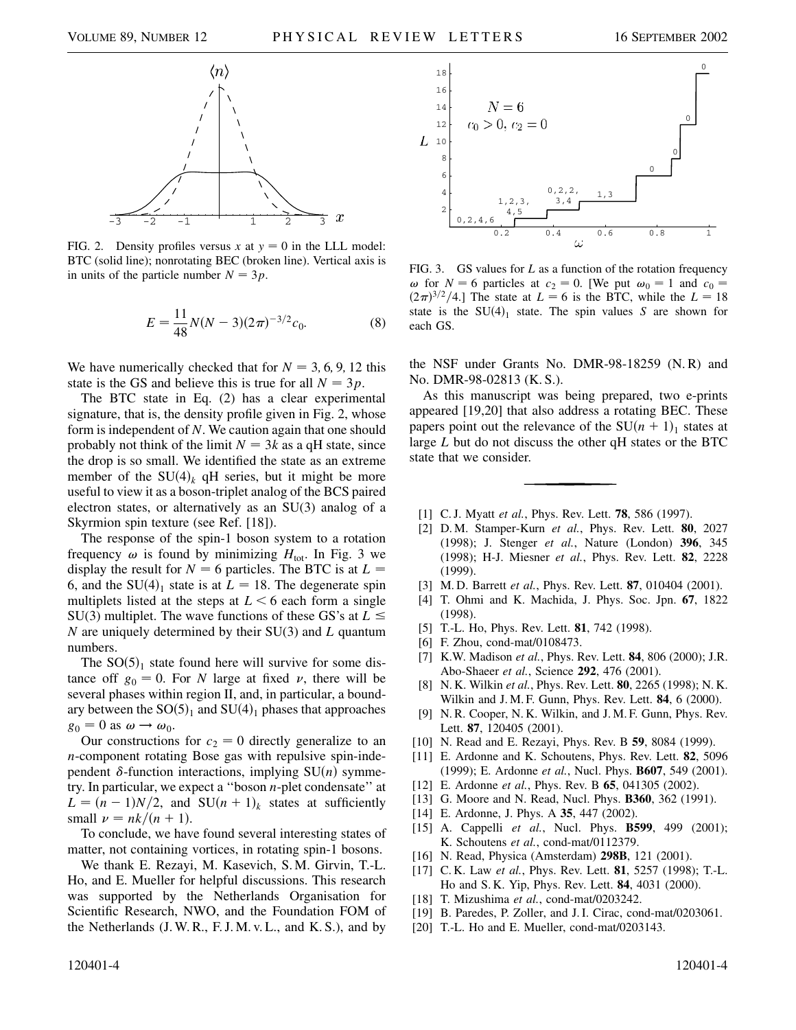⟨n⟩

-3 −2 −1 1 2 3 x

FIG. 2. Density profiles versus $x$ at $y = 0$ in the LLL model: BTC (solid line); nonrotating BEC (broken line). Vertical axis is in units of the particle number $N = 3p$.

$$E = \frac{11}{48}N(N-3)(2\pi)^{-3/2}c_0. \tag{8}$$

We have numerically checked that for $N = 3, 6, 9, 12$ this state is the GS and believe this is true for all $N = 3p$.

The BTC state in Eq. (2) has a clear experimental signature, that is, the density profile given in Fig. 2, whose form is independent of $N$. We caution again that one should probably not think of the limit $N = 3k$ as a qH state, since the drop is so small. We identified the state as an extreme member of the $SU(4)_k$ qH series, but it might be more useful to view it as a boson-triplet analog of the BCS paired electron states, or alternatively as an SU(3) analog of a Skyrmion spin texture (see Ref. [18]).

The response of the spin-1 boson system to a rotation frequency $\omega$ is found by minimizing $H_{\mathrm{tot}}$. In Fig. 3 we display the result for $N = 6$ particles. The BTC is at $L = 6$, and the $SU(4)_1$ state is at $L = 18$. The degenerate spin multiplets listed at the steps at $L < 6$ each form a single SU(3) multiplet. The wave functions of these GS's at $L \leq N$ are uniquely determined by their SU(3) and $L$ quantum numbers.

The $SO(5)_1$ state found here will survive for some distance off $g_0 = 0$. For $N$ large at fixed $\nu$, there will be several phases within region II, and, in particular, a boundary between the $SO(5)_1$ and $SU(4)_1$ phases that approaches $g_0 = 0$ as $\omega \to \omega_0$.

Our constructions for $c_2 = 0$ directly generalize to an $n$-component rotating Bose gas with repulsive spin-independent $\delta$-function interactions, implying $SU(n)$ symmetry. In particular, we expect a "boson $n$-plet condensate" at $L = (n-1)N/2$, and $SU(n+1)_k$ states at sufficiently small $\nu = nk/(n+1)$.

To conclude, we have found several interesting states of matter, not containing vortices, in rotating spin-1 bosons.

We thank E. Rezayi, M. Kasevich, S. M. Girvin, T.-L. Ho, and E. Mueller for helpful discussions. This research was supported by the Netherlands Organisation for Scientific Research, NWO, and the Foundation FOM of the Netherlands (J. W. R., F. J. M. v. L., and K. S.), and by the NSF under Grants No. DMR-98-18259 (N. R) and No. DMR-98-02813 (K. S.).

As this manuscript was being prepared, two e-prints appeared [19,20] that also address a rotating BEC. These papers point out the relevance of the $SU(n+1)_1$ states at large $L$ but do not discuss the other qH states or the BTC state that we consider.

L

2 4 6 8 10 12 14 16 18

0.2 0.4 0.6 0.8 1

ω

N = 6

$c_0 > 0$, $c_2 = 0$

0,2,4,6

1,2,3,4,5

0,2,2,3,4

1,3

0

0

0

0

FIG. 3. GS values for $L$ as a function of the rotation frequency $\omega$ for $N = 6$ particles at $c_2 = 0$. [We put $\omega_0 = 1$ and $c_0 = (2\pi)^{3/2}/4$.] The state at $L = 6$ is the BTC, while the $L = 18$ state is the $SU(4)_1$ state. The spin values $S$ are shown for each GS.

[1] C. J. Myatt *et al.*, Phys. Rev. Lett. **78**, 586 (1997).

[2] D. M. Stamper-Kurn *et al.*, Phys. Rev. Lett. **80**, 2027 (1998); J. Stenger *et al.*, Nature (London) **396**, 345 (1998); H-J. Miesner *et al.*, Phys. Rev. Lett. **82**, 2228 (1999).

[3] M. D. Barrett *et al.*, Phys. Rev. Lett. **87**, 010404 (2001).

[4] T. Ohmi and K. Machida, J. Phys. Soc. Jpn. **67**, 1822 (1998).

[5] T.-L. Ho, Phys. Rev. Lett. **81**, 742 (1998).

[6] F. Zhou, cond-mat/0108473.

[7] K.W. Madison *et al.*, Phys. Rev. Lett. **84**, 806 (2000); J.R. Abo-Shaeer *et al.*, Science **292**, 476 (2001).

[8] N. K. Wilkin *et al.*, Phys. Rev. Lett. **80**, 2265 (1998); N. K. Wilkin and J. M. F. Gunn, Phys. Rev. Lett. **84**, 6 (2000).

[9] N. R. Cooper, N. K. Wilkin, and J. M. F. Gunn, Phys. Rev. Lett. **87**, 120405 (2001).

[10] N. Read and E. Rezayi, Phys. Rev. B **59**, 8084 (1999).

[11] E. Ardonne and K. Schoutens, Phys. Rev. Lett. **82**, 5096 (1999); E. Ardonne *et al.*, Nucl. Phys. **B607**, 549 (2001).

[12] E. Ardonne *et al.*, Phys. Rev. B **65**, 041305 (2002).

[13] G. Moore and N. Read, Nucl. Phys. **B360**, 362 (1991).

[14] E. Ardonne, J. Phys. A **35**, 447 (2002).

[15] A. Cappelli *et al.*, Nucl. Phys. **B599**, 499 (2001); K. Schoutens *et al.*, cond-mat/0112379.

[16] N. Read, Physica (Amsterdam) **298B**, 121 (2001).

[17] C. K. Law *et al.*, Phys. Rev. Lett. **81**, 5257 (1998); T.-L. Ho and S. K. Yip, Phys. Rev. Lett. **84**, 4031 (2000).

[18] T. Mizushima *et al.*, cond-mat/0203242.

[19] B. Paredes, P. Zoller, and J. I. Cirac, cond-mat/0203061.

[20] T.-L. Ho and E. Mueller, cond-mat/0203143.